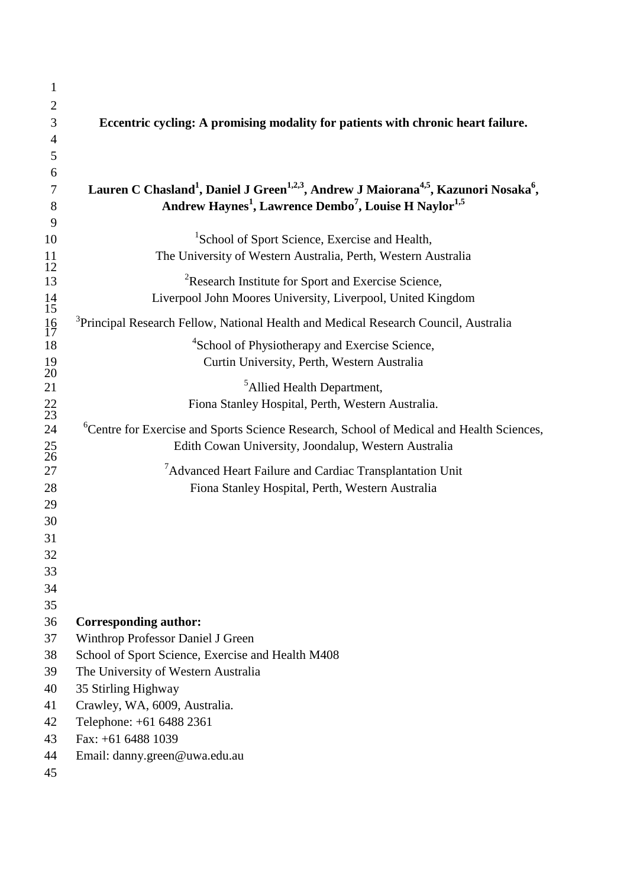# Eccentric cycling: A promising modality for patients with chronic heart failure.

**Lauren C Chasland[1], Daniel J Green[1,2,3], Andrew J Maiorana[4,5], Kazunori Nosaka[6], Andrew Haynes[1], Lawrence Dembo[7], Louise H Naylor[1,5]**

[1]School of Sport Science, Exercise and Health,
The University of Western Australia, Perth, Western Australia

[2]Research Institute for Sport and Exercise Science,
Liverpool John Moores University, Liverpool, United Kingdom

[3]Principal Research Fellow, National Health and Medical Research Council, Australia

[4]School of Physiotherapy and Exercise Science,
Curtin University, Perth, Western Australia

[5]Allied Health Department,
Fiona Stanley Hospital, Perth, Western Australia.

[6]Centre for Exercise and Sports Science Research, School of Medical and Health Sciences,
Edith Cowan University, Joondalup, Western Australia

[7]Advanced Heart Failure and Cardiac Transplantation Unit
Fiona Stanley Hospital, Perth, Western Australia

**Corresponding author:**
Winthrop Professor Daniel J Green
School of Sport Science, Exercise and Health M408
The University of Western Australia
35 Stirling Highway
Crawley, WA, 6009, Australia.
Telephone: +61 6488 2361
Fax: +61 6488 1039
Email: danny.green@uwa.edu.au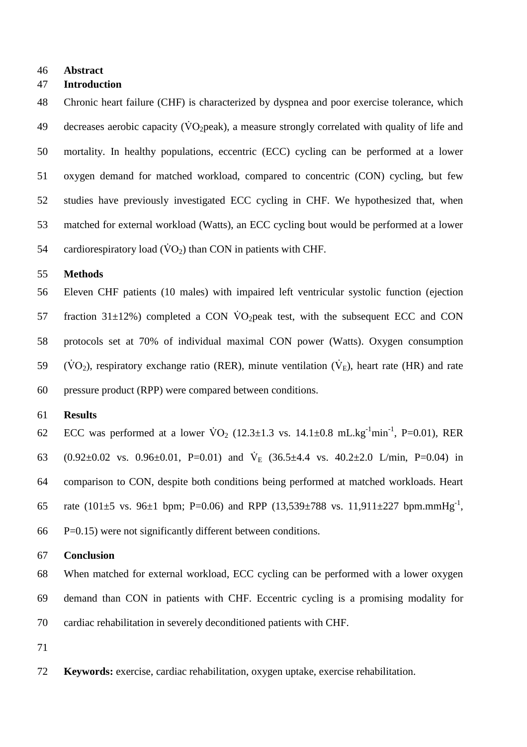# Abstract

## Introduction

Chronic heart failure (CHF) is characterized by dyspnea and poor exercise tolerance, which decreases aerobic capacity ($\dot{V}O_2$peak), a measure strongly correlated with quality of life and mortality. In healthy populations, eccentric (ECC) cycling can be performed at a lower oxygen demand for matched workload, compared to concentric (CON) cycling, but few studies have previously investigated ECC cycling in CHF. We hypothesized that, when matched for external workload (Watts), an ECC cycling bout would be performed at a lower cardiorespiratory load ($\dot{V}O_2$) than CON in patients with CHF.

## Methods

Eleven CHF patients (10 males) with impaired left ventricular systolic function (ejection fraction 31±12%) completed a CON $\dot{V}O_2$peak test, with the subsequent ECC and CON protocols set at 70% of individual maximal CON power (Watts). Oxygen consumption ($\dot{V}O_2$), respiratory exchange ratio (RER), minute ventilation ($\dot{V}_E$), heart rate (HR) and rate pressure product (RPP) were compared between conditions.

## Results

ECC was performed at a lower $\dot{V}O_2$ (12.3±1.3 vs. 14.1±0.8 mL.kg$^{-1}$min$^{-1}$, P=0.01), RER (0.92±0.02 vs. 0.96±0.01, P=0.01) and $\dot{V}_E$ (36.5±4.4 vs. 40.2±2.0 L/min, P=0.04) in comparison to CON, despite both conditions being performed at matched workloads. Heart rate (101±5 vs. 96±1 bpm; P=0.06) and RPP (13,539±788 vs. 11,911±227 bpm.mmHg$^{-1}$, P=0.15) were not significantly different between conditions.

## Conclusion

When matched for external workload, ECC cycling can be performed with a lower oxygen demand than CON in patients with CHF. Eccentric cycling is a promising modality for cardiac rehabilitation in severely deconditioned patients with CHF.

**Keywords:** exercise, cardiac rehabilitation, oxygen uptake, exercise rehabilitation.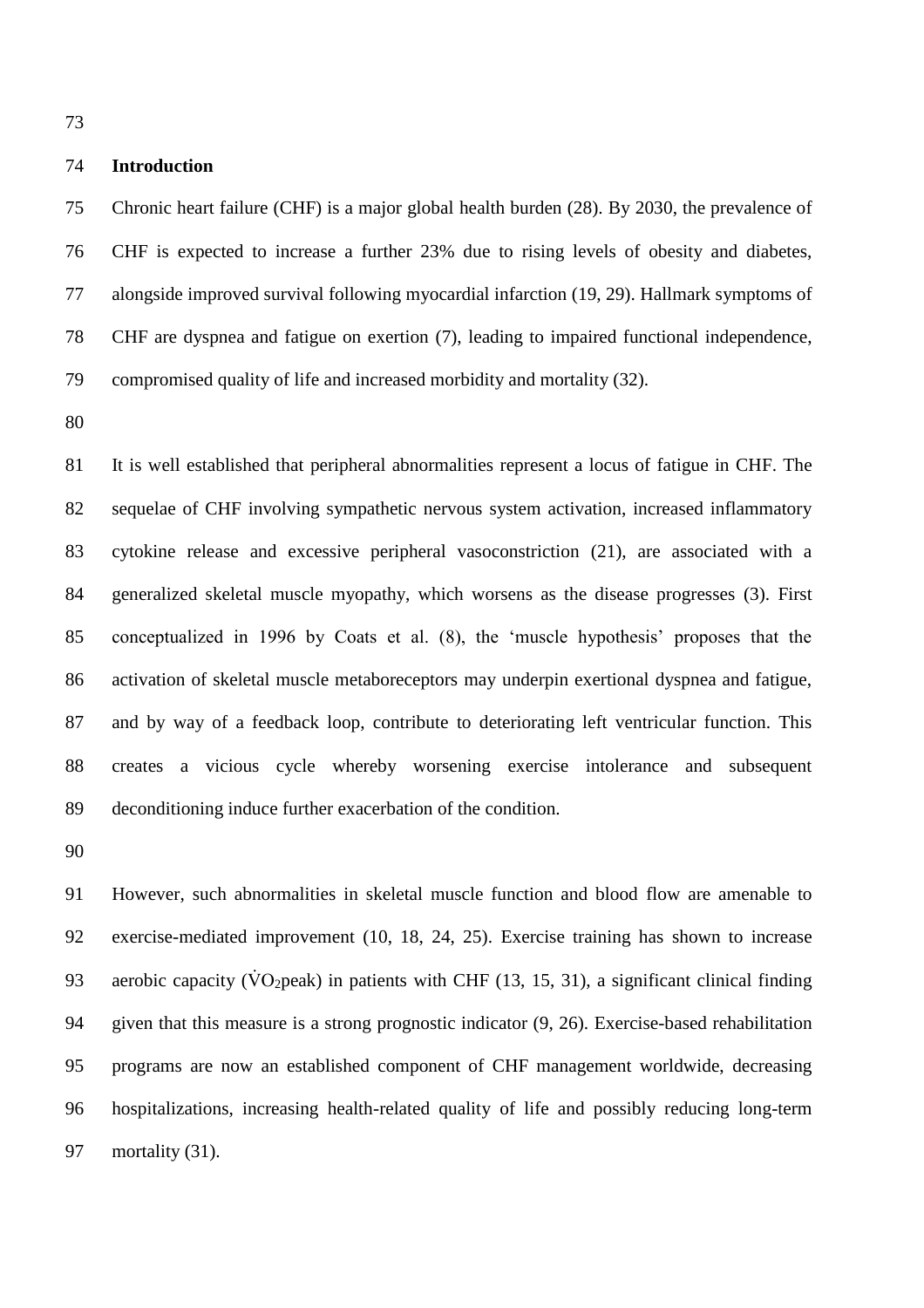## Introduction

Chronic heart failure (CHF) is a major global health burden (28). By 2030, the prevalence of CHF is expected to increase a further 23% due to rising levels of obesity and diabetes, alongside improved survival following myocardial infarction (19, 29). Hallmark symptoms of CHF are dyspnea and fatigue on exertion (7), leading to impaired functional independence, compromised quality of life and increased morbidity and mortality (32).

It is well established that peripheral abnormalities represent a locus of fatigue in CHF. The sequelae of CHF involving sympathetic nervous system activation, increased inflammatory cytokine release and excessive peripheral vasoconstriction (21), are associated with a generalized skeletal muscle myopathy, which worsens as the disease progresses (3). First conceptualized in 1996 by Coats et al. (8), the 'muscle hypothesis' proposes that the activation of skeletal muscle metaboreceptors may underpin exertional dyspnea and fatigue, and by way of a feedback loop, contribute to deteriorating left ventricular function. This creates a vicious cycle whereby worsening exercise intolerance and subsequent deconditioning induce further exacerbation of the condition.

However, such abnormalities in skeletal muscle function and blood flow are amenable to exercise-mediated improvement (10, 18, 24, 25). Exercise training has shown to increase aerobic capacity ($\dot{V}O_2$peak) in patients with CHF (13, 15, 31), a significant clinical finding given that this measure is a strong prognostic indicator (9, 26). Exercise-based rehabilitation programs are now an established component of CHF management worldwide, decreasing hospitalizations, increasing health-related quality of life and possibly reducing long-term mortality (31).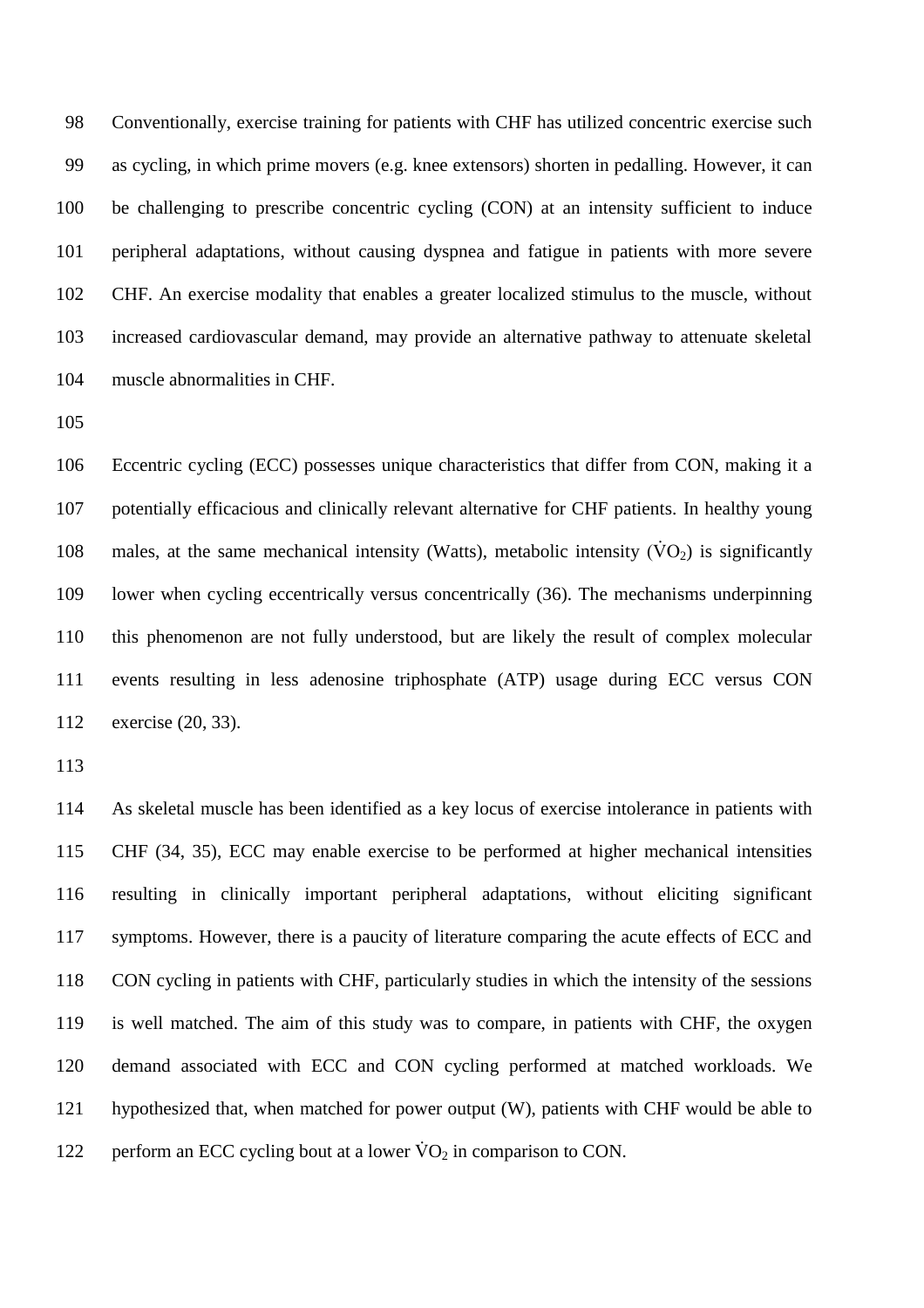Conventionally, exercise training for patients with CHF has utilized concentric exercise such as cycling, in which prime movers (e.g. knee extensors) shorten in pedalling. However, it can be challenging to prescribe concentric cycling (CON) at an intensity sufficient to induce peripheral adaptations, without causing dyspnea and fatigue in patients with more severe CHF. An exercise modality that enables a greater localized stimulus to the muscle, without increased cardiovascular demand, may provide an alternative pathway to attenuate skeletal muscle abnormalities in CHF.

Eccentric cycling (ECC) possesses unique characteristics that differ from CON, making it a potentially efficacious and clinically relevant alternative for CHF patients. In healthy young males, at the same mechanical intensity (Watts), metabolic intensity ($\dot{V}O_2$) is significantly lower when cycling eccentrically versus concentrically (36). The mechanisms underpinning this phenomenon are not fully understood, but are likely the result of complex molecular events resulting in less adenosine triphosphate (ATP) usage during ECC versus CON exercise (20, 33).

As skeletal muscle has been identified as a key locus of exercise intolerance in patients with CHF (34, 35), ECC may enable exercise to be performed at higher mechanical intensities resulting in clinically important peripheral adaptations, without eliciting significant symptoms. However, there is a paucity of literature comparing the acute effects of ECC and CON cycling in patients with CHF, particularly studies in which the intensity of the sessions is well matched. The aim of this study was to compare, in patients with CHF, the oxygen demand associated with ECC and CON cycling performed at matched workloads. We hypothesized that, when matched for power output (W), patients with CHF would be able to perform an ECC cycling bout at a lower $\dot{V}O_2$ in comparison to CON.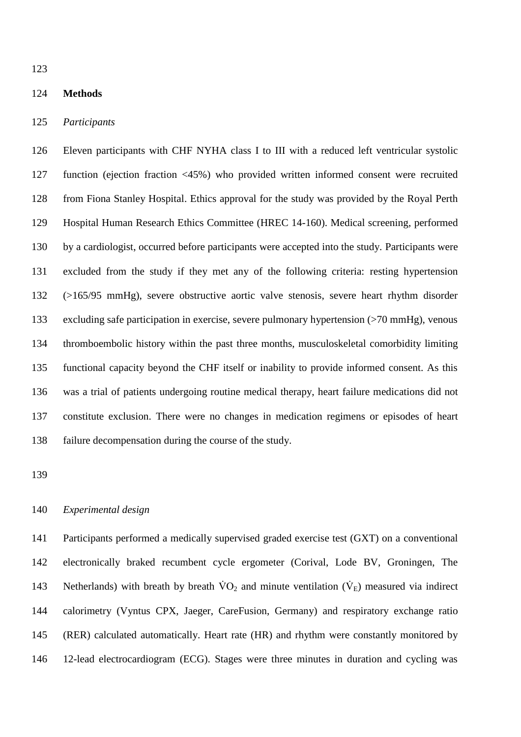## Methods

### *Participants*

Eleven participants with CHF NYHA class I to III with a reduced left ventricular systolic function (ejection fraction <45%) who provided written informed consent were recruited from Fiona Stanley Hospital. Ethics approval for the study was provided by the Royal Perth Hospital Human Research Ethics Committee (HREC 14-160). Medical screening, performed by a cardiologist, occurred before participants were accepted into the study. Participants were excluded from the study if they met any of the following criteria: resting hypertension (>165/95 mmHg), severe obstructive aortic valve stenosis, severe heart rhythm disorder excluding safe participation in exercise, severe pulmonary hypertension (>70 mmHg), venous thromboembolic history within the past three months, musculoskeletal comorbidity limiting functional capacity beyond the CHF itself or inability to provide informed consent. As this was a trial of patients undergoing routine medical therapy, heart failure medications did not constitute exclusion. There were no changes in medication regimens or episodes of heart failure decompensation during the course of the study.

### *Experimental design*

Participants performed a medically supervised graded exercise test (GXT) on a conventional electronically braked recumbent cycle ergometer (Corival, Lode BV, Groningen, The Netherlands) with breath by breath $\dot{V}O_2$ and minute ventilation ($\dot{V}_E$) measured via indirect calorimetry (Vyntus CPX, Jaeger, CareFusion, Germany) and respiratory exchange ratio (RER) calculated automatically. Heart rate (HR) and rhythm were constantly monitored by 12-lead electrocardiogram (ECG). Stages were three minutes in duration and cycling was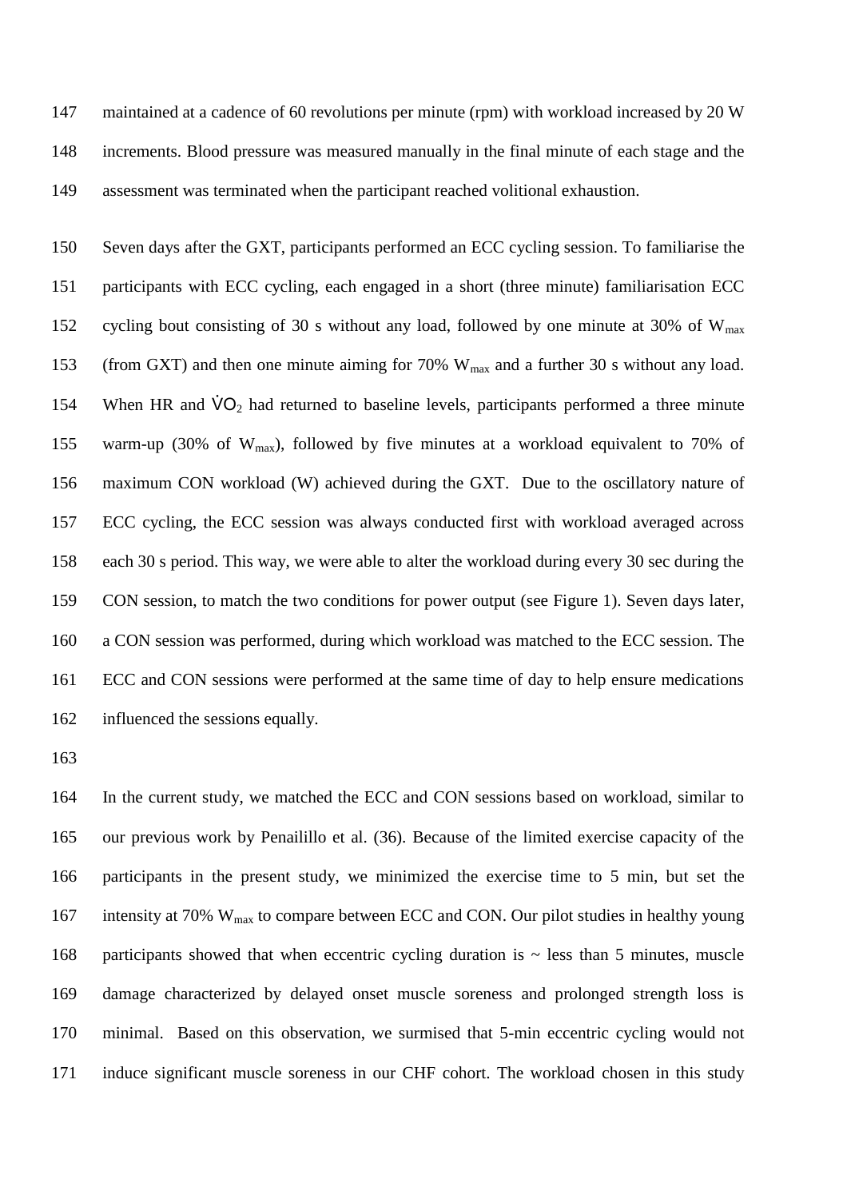maintained at a cadence of 60 revolutions per minute (rpm) with workload increased by 20 W increments. Blood pressure was measured manually in the final minute of each stage and the assessment was terminated when the participant reached volitional exhaustion.

Seven days after the GXT, participants performed an ECC cycling session. To familiarise the participants with ECC cycling, each engaged in a short (three minute) familiarisation ECC cycling bout consisting of 30 s without any load, followed by one minute at 30% of $W_{max}$ (from GXT) and then one minute aiming for 70% $W_{max}$ and a further 30 s without any load. When HR and $\dot{V}O_2$ had returned to baseline levels, participants performed a three minute warm-up (30% of $W_{max}$), followed by five minutes at a workload equivalent to 70% of maximum CON workload (W) achieved during the GXT. Due to the oscillatory nature of ECC cycling, the ECC session was always conducted first with workload averaged across each 30 s period. This way, we were able to alter the workload during every 30 sec during the CON session, to match the two conditions for power output (see Figure 1). Seven days later, a CON session was performed, during which workload was matched to the ECC session. The ECC and CON sessions were performed at the same time of day to help ensure medications influenced the sessions equally.

In the current study, we matched the ECC and CON sessions based on workload, similar to our previous work by Penailillo et al. (36). Because of the limited exercise capacity of the participants in the present study, we minimized the exercise time to 5 min, but set the intensity at 70% $W_{max}$ to compare between ECC and CON. Our pilot studies in healthy young participants showed that when eccentric cycling duration is ~ less than 5 minutes, muscle damage characterized by delayed onset muscle soreness and prolonged strength loss is minimal. Based on this observation, we surmised that 5-min eccentric cycling would not induce significant muscle soreness in our CHF cohort. The workload chosen in this study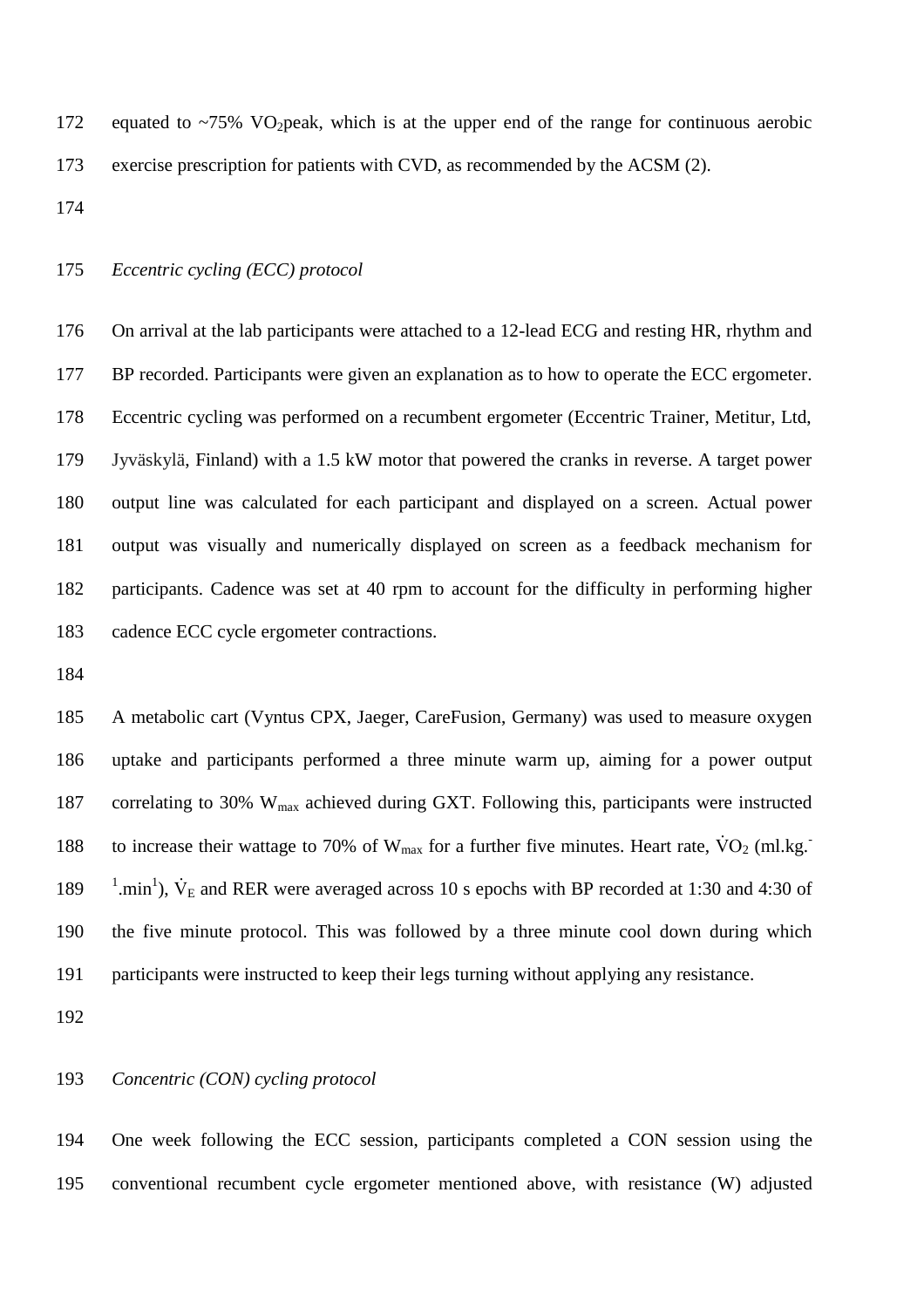equated to ~75% $VO_2$peak, which is at the upper end of the range for continuous aerobic exercise prescription for patients with CVD, as recommended by the ACSM (2).

*Eccentric cycling (ECC) protocol*

On arrival at the lab participants were attached to a 12-lead ECG and resting HR, rhythm and BP recorded. Participants were given an explanation as to how to operate the ECC ergometer. Eccentric cycling was performed on a recumbent ergometer (Eccentric Trainer, Metitur, Ltd, Jyväskylä, Finland) with a 1.5 kW motor that powered the cranks in reverse. A target power output line was calculated for each participant and displayed on a screen. Actual power output was visually and numerically displayed on screen as a feedback mechanism for participants. Cadence was set at 40 rpm to account for the difficulty in performing higher cadence ECC cycle ergometer contractions.

A metabolic cart (Vyntus CPX, Jaeger, CareFusion, Germany) was used to measure oxygen uptake and participants performed a three minute warm up, aiming for a power output correlating to 30% $W_{max}$ achieved during GXT. Following this, participants were instructed to increase their wattage to 70% of $W_{max}$ for a further five minutes. Heart rate, $\dot{V}O_2$ (ml.kg.$^{-1}$.min$^{1}$), $\dot{V}_E$ and RER were averaged across 10 s epochs with BP recorded at 1:30 and 4:30 of the five minute protocol. This was followed by a three minute cool down during which participants were instructed to keep their legs turning without applying any resistance.

*Concentric (CON) cycling protocol*

One week following the ECC session, participants completed a CON session using the conventional recumbent cycle ergometer mentioned above, with resistance (W) adjusted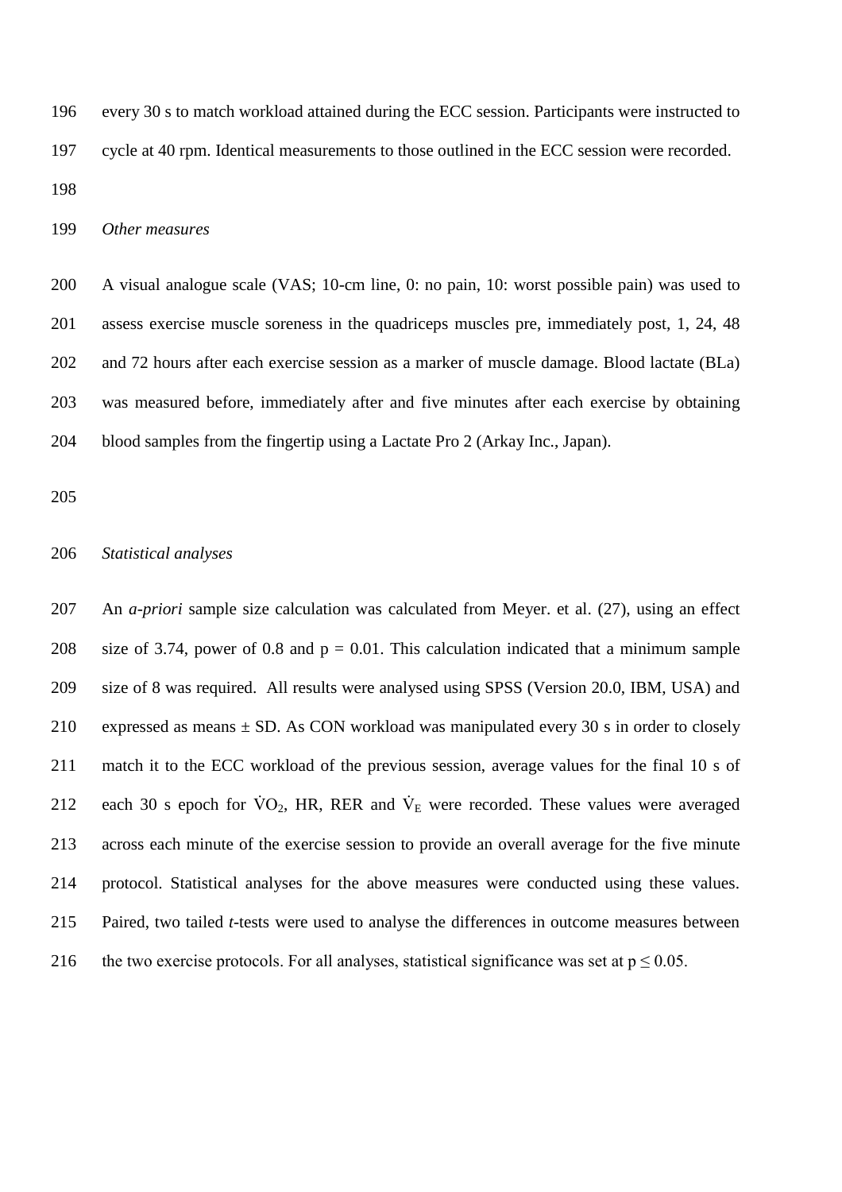every 30 s to match workload attained during the ECC session. Participants were instructed to cycle at 40 rpm. Identical measurements to those outlined in the ECC session were recorded.

*Other measures*

A visual analogue scale (VAS; 10-cm line, 0: no pain, 10: worst possible pain) was used to assess exercise muscle soreness in the quadriceps muscles pre, immediately post, 1, 24, 48 and 72 hours after each exercise session as a marker of muscle damage. Blood lactate (BLa) was measured before, immediately after and five minutes after each exercise by obtaining blood samples from the fingertip using a Lactate Pro 2 (Arkay Inc., Japan).

*Statistical analyses*

An *a-priori* sample size calculation was calculated from Meyer. et al. (27), using an effect size of 3.74, power of 0.8 and $p = 0.01$. This calculation indicated that a minimum sample size of 8 was required. All results were analysed using SPSS (Version 20.0, IBM, USA) and expressed as means ± SD. As CON workload was manipulated every 30 s in order to closely match it to the ECC workload of the previous session, average values for the final 10 s of each 30 s epoch for $\dot{V}O_2$, HR, RER and $\dot{V}_E$ were recorded. These values were averaged across each minute of the exercise session to provide an overall average for the five minute protocol. Statistical analyses for the above measures were conducted using these values. Paired, two tailed *t*-tests were used to analyse the differences in outcome measures between the two exercise protocols. For all analyses, statistical significance was set at $p \leq 0.05$.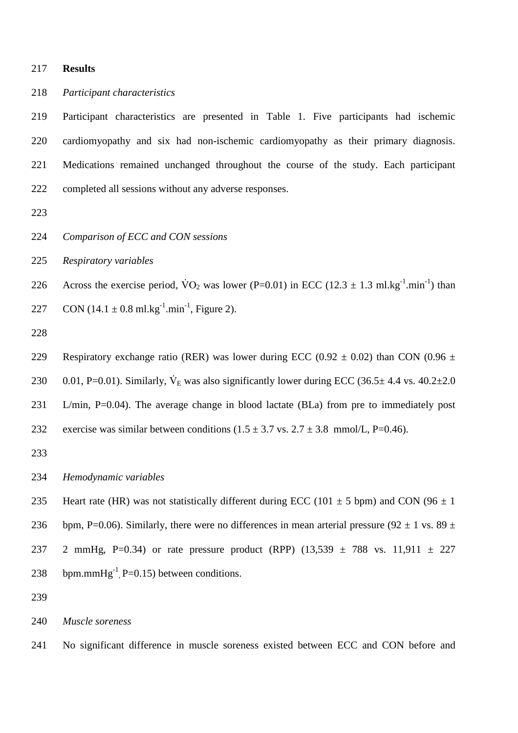## Results

*Participant characteristics*

Participant characteristics are presented in Table 1. Five participants had ischemic cardiomyopathy and six had non-ischemic cardiomyopathy as their primary diagnosis. Medications remained unchanged throughout the course of the study. Each participant completed all sessions without any adverse responses.

*Comparison of ECC and CON sessions*

*Respiratory variables*

Across the exercise period, $\dot{V}O_2$ was lower (P=0.01) in ECC (12.3 ± 1.3 ml.kg$^{-1}$.min$^{-1}$) than CON (14.1 ± 0.8 ml.kg$^{-1}$.min$^{-1}$, Figure 2).

Respiratory exchange ratio (RER) was lower during ECC (0.92 ± 0.02) than CON (0.96 ± 0.01, P=0.01). Similarly, $\dot{V}_E$ was also significantly lower during ECC (36.5± 4.4 vs. 40.2±2.0 L/min, P=0.04). The average change in blood lactate (BLa) from pre to immediately post exercise was similar between conditions (1.5 ± 3.7 vs. 2.7 ± 3.8 mmol/L, P=0.46).

*Hemodynamic variables*

Heart rate (HR) was not statistically different during ECC (101 ± 5 bpm) and CON (96 ± 1 bpm, P=0.06). Similarly, there were no differences in mean arterial pressure (92 ± 1 vs. 89 ± 2 mmHg, P=0.34) or rate pressure product (RPP) (13,539 ± 788 vs. 11,911 ± 227 bpm.mmHg$^{-1}$, P=0.15) between conditions.

*Muscle soreness*

No significant difference in muscle soreness existed between ECC and CON before and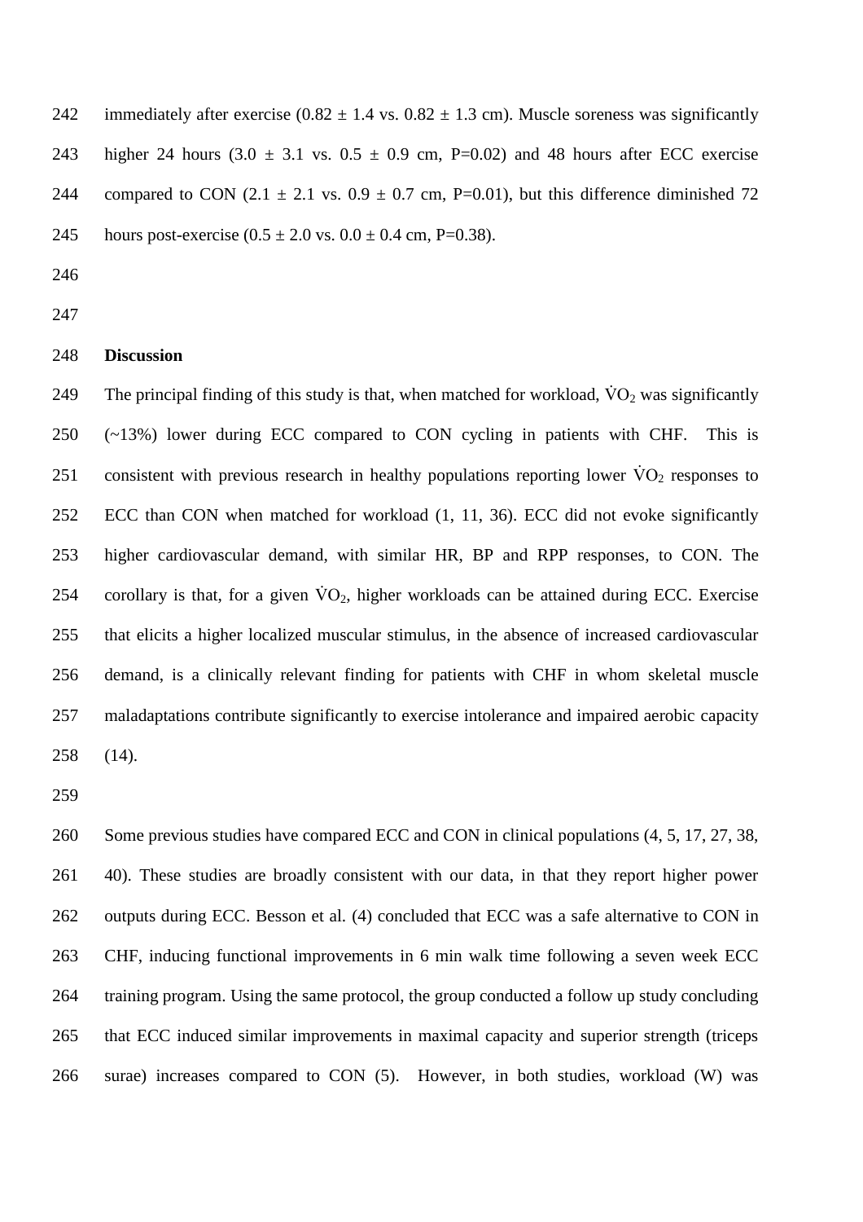immediately after exercise (0.82 ± 1.4 vs. 0.82 ± 1.3 cm). Muscle soreness was significantly higher 24 hours (3.0 ± 3.1 vs. 0.5 ± 0.9 cm, P=0.02) and 48 hours after ECC exercise compared to CON (2.1 ± 2.1 vs. 0.9 ± 0.7 cm, P=0.01), but this difference diminished 72 hours post-exercise (0.5 ± 2.0 vs. 0.0 ± 0.4 cm, P=0.38).

## Discussion

The principal finding of this study is that, when matched for workload, $\dot{V}O_2$ was significantly (~13%) lower during ECC compared to CON cycling in patients with CHF. This is consistent with previous research in healthy populations reporting lower $\dot{V}O_2$ responses to ECC than CON when matched for workload (1, 11, 36). ECC did not evoke significantly higher cardiovascular demand, with similar HR, BP and RPP responses, to CON. The corollary is that, for a given $\dot{V}O_2$, higher workloads can be attained during ECC. Exercise that elicits a higher localized muscular stimulus, in the absence of increased cardiovascular demand, is a clinically relevant finding for patients with CHF in whom skeletal muscle maladaptations contribute significantly to exercise intolerance and impaired aerobic capacity (14).

Some previous studies have compared ECC and CON in clinical populations (4, 5, 17, 27, 38, 40). These studies are broadly consistent with our data, in that they report higher power outputs during ECC. Besson et al. (4) concluded that ECC was a safe alternative to CON in CHF, inducing functional improvements in 6 min walk time following a seven week ECC training program. Using the same protocol, the group conducted a follow up study concluding that ECC induced similar improvements in maximal capacity and superior strength (triceps surae) increases compared to CON (5). However, in both studies, workload (W) was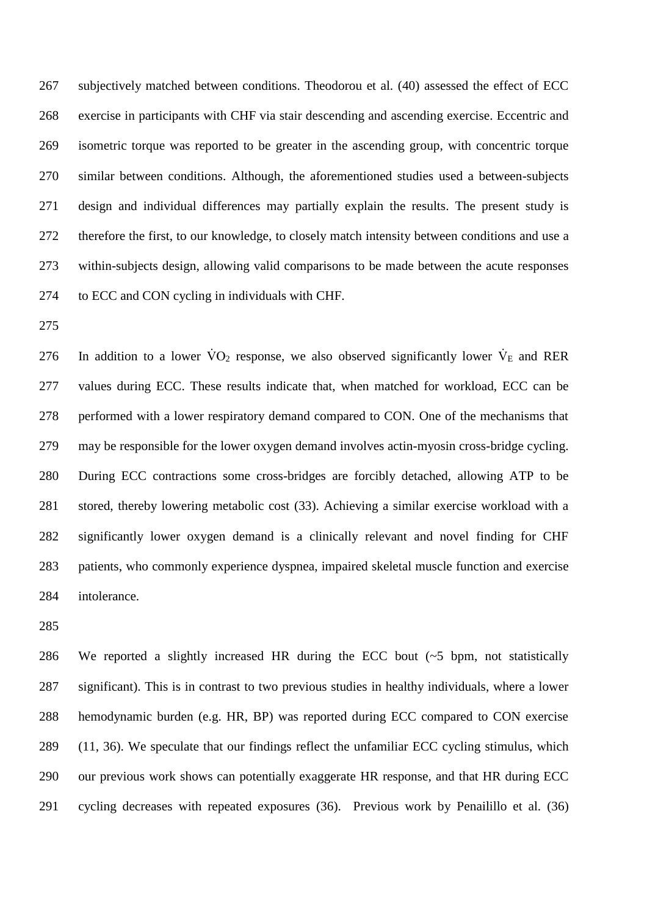subjectively matched between conditions. Theodorou et al. (40) assessed the effect of ECC exercise in participants with CHF via stair descending and ascending exercise. Eccentric and isometric torque was reported to be greater in the ascending group, with concentric torque similar between conditions. Although, the aforementioned studies used a between-subjects design and individual differences may partially explain the results. The present study is therefore the first, to our knowledge, to closely match intensity between conditions and use a within-subjects design, allowing valid comparisons to be made between the acute responses to ECC and CON cycling in individuals with CHF.

In addition to a lower $\dot{V}O_2$ response, we also observed significantly lower $\dot{V}_E$ and RER values during ECC. These results indicate that, when matched for workload, ECC can be performed with a lower respiratory demand compared to CON. One of the mechanisms that may be responsible for the lower oxygen demand involves actin-myosin cross-bridge cycling. During ECC contractions some cross-bridges are forcibly detached, allowing ATP to be stored, thereby lowering metabolic cost (33). Achieving a similar exercise workload with a significantly lower oxygen demand is a clinically relevant and novel finding for CHF patients, who commonly experience dyspnea, impaired skeletal muscle function and exercise intolerance.

We reported a slightly increased HR during the ECC bout (~5 bpm, not statistically significant). This is in contrast to two previous studies in healthy individuals, where a lower hemodynamic burden (e.g. HR, BP) was reported during ECC compared to CON exercise (11, 36). We speculate that our findings reflect the unfamiliar ECC cycling stimulus, which our previous work shows can potentially exaggerate HR response, and that HR during ECC cycling decreases with repeated exposures (36). Previous work by Penailillo et al. (36)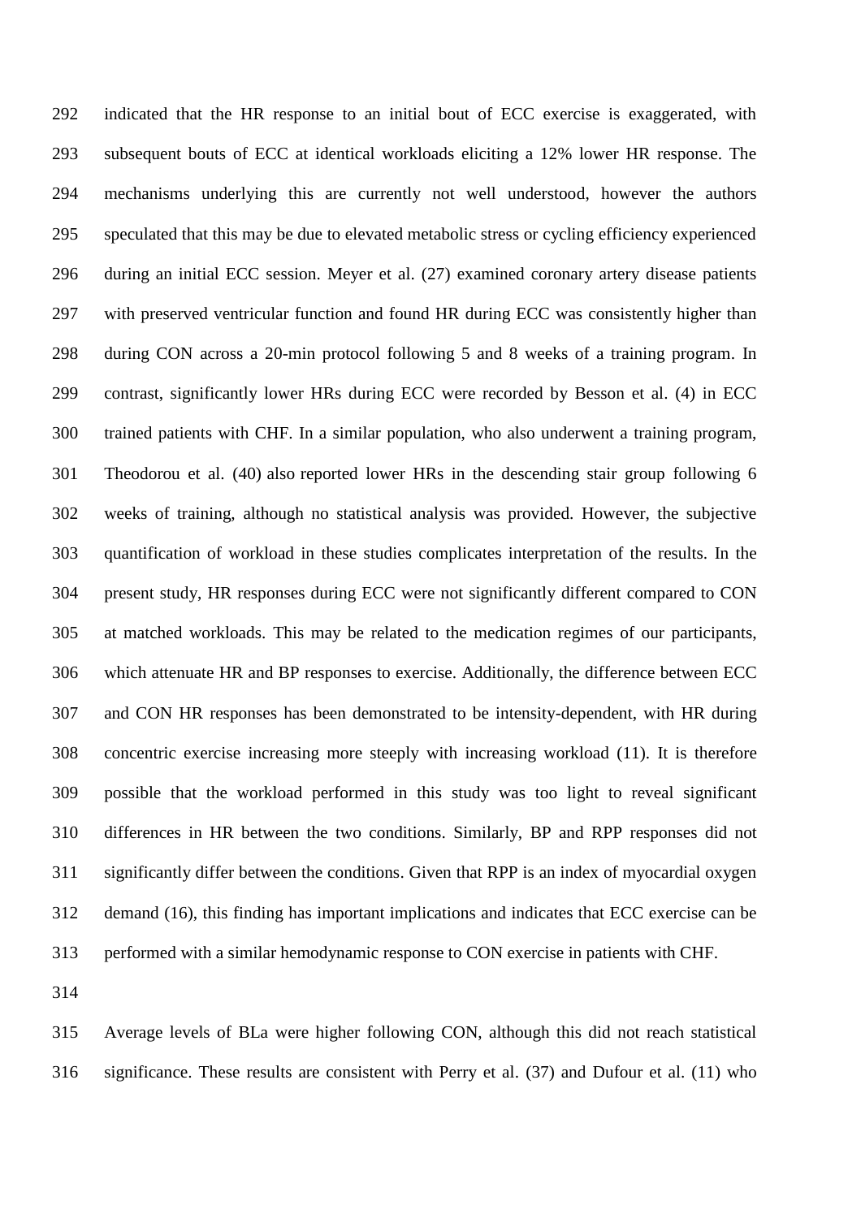indicated that the HR response to an initial bout of ECC exercise is exaggerated, with subsequent bouts of ECC at identical workloads eliciting a 12% lower HR response. The mechanisms underlying this are currently not well understood, however the authors speculated that this may be due to elevated metabolic stress or cycling efficiency experienced during an initial ECC session. Meyer et al. (27) examined coronary artery disease patients with preserved ventricular function and found HR during ECC was consistently higher than during CON across a 20-min protocol following 5 and 8 weeks of a training program. In contrast, significantly lower HRs during ECC were recorded by Besson et al. (4) in ECC trained patients with CHF. In a similar population, who also underwent a training program, Theodorou et al. (40) also reported lower HRs in the descending stair group following 6 weeks of training, although no statistical analysis was provided. However, the subjective quantification of workload in these studies complicates interpretation of the results. In the present study, HR responses during ECC were not significantly different compared to CON at matched workloads. This may be related to the medication regimes of our participants, which attenuate HR and BP responses to exercise. Additionally, the difference between ECC and CON HR responses has been demonstrated to be intensity-dependent, with HR during concentric exercise increasing more steeply with increasing workload (11). It is therefore possible that the workload performed in this study was too light to reveal significant differences in HR between the two conditions. Similarly, BP and RPP responses did not significantly differ between the conditions. Given that RPP is an index of myocardial oxygen demand (16), this finding has important implications and indicates that ECC exercise can be performed with a similar hemodynamic response to CON exercise in patients with CHF.

Average levels of BLa were higher following CON, although this did not reach statistical significance. These results are consistent with Perry et al. (37) and Dufour et al. (11) who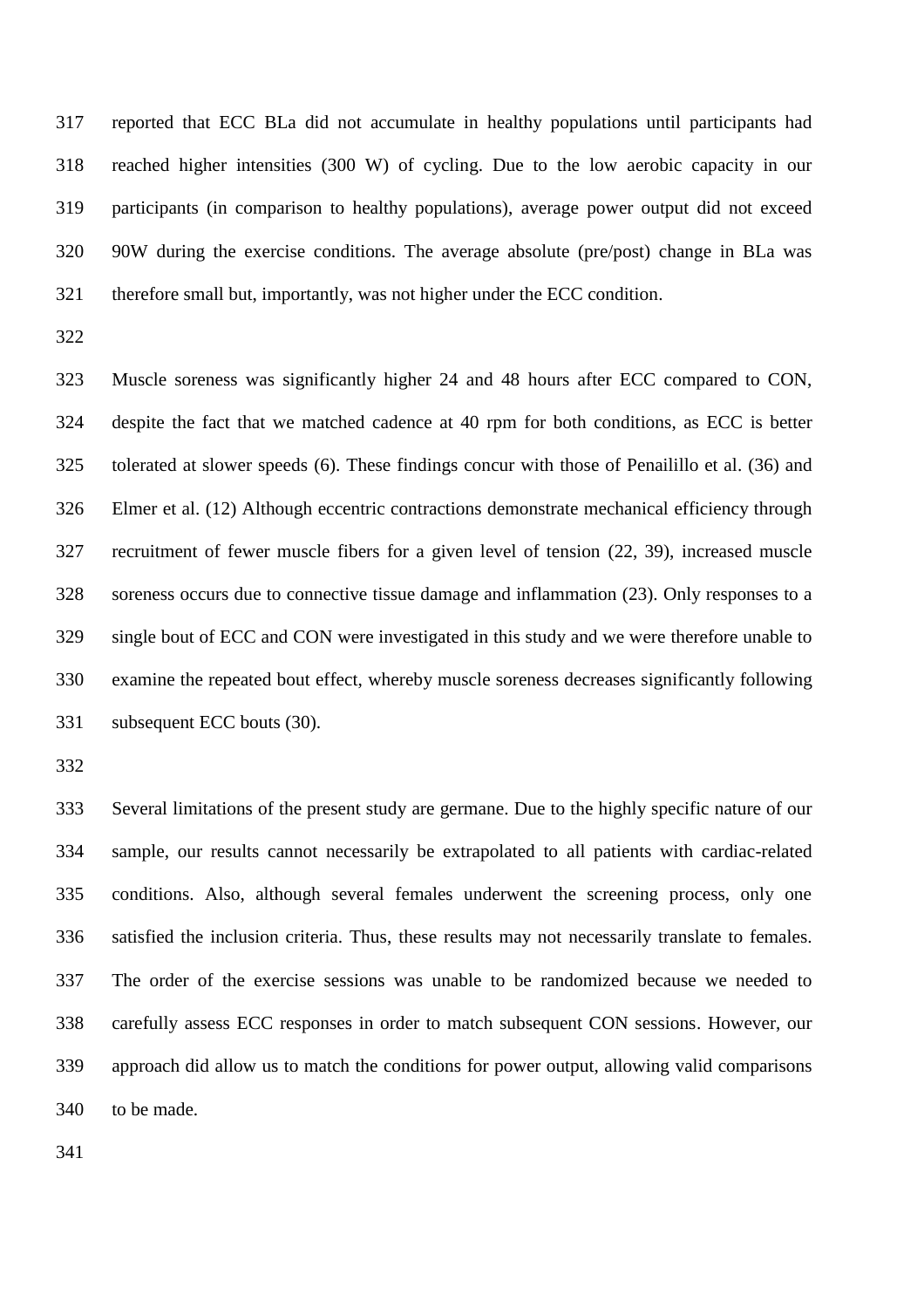reported that ECC BLa did not accumulate in healthy populations until participants had reached higher intensities (300 W) of cycling. Due to the low aerobic capacity in our participants (in comparison to healthy populations), average power output did not exceed 90W during the exercise conditions. The average absolute (pre/post) change in BLa was therefore small but, importantly, was not higher under the ECC condition.

Muscle soreness was significantly higher 24 and 48 hours after ECC compared to CON, despite the fact that we matched cadence at 40 rpm for both conditions, as ECC is better tolerated at slower speeds (6). These findings concur with those of Penailillo et al. (36) and Elmer et al. (12) Although eccentric contractions demonstrate mechanical efficiency through recruitment of fewer muscle fibers for a given level of tension (22, 39), increased muscle soreness occurs due to connective tissue damage and inflammation (23). Only responses to a single bout of ECC and CON were investigated in this study and we were therefore unable to examine the repeated bout effect, whereby muscle soreness decreases significantly following subsequent ECC bouts (30).

Several limitations of the present study are germane. Due to the highly specific nature of our sample, our results cannot necessarily be extrapolated to all patients with cardiac-related conditions. Also, although several females underwent the screening process, only one satisfied the inclusion criteria. Thus, these results may not necessarily translate to females. The order of the exercise sessions was unable to be randomized because we needed to carefully assess ECC responses in order to match subsequent CON sessions. However, our approach did allow us to match the conditions for power output, allowing valid comparisons to be made.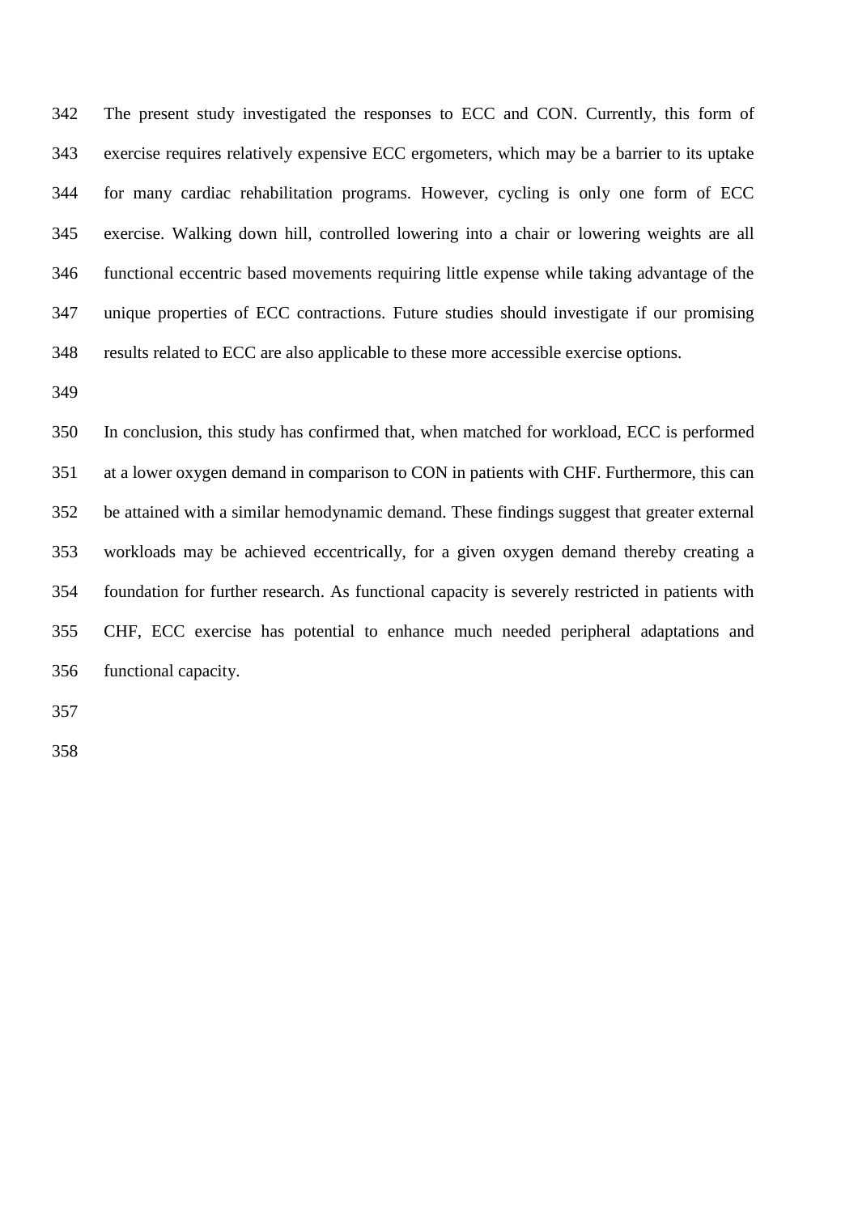The present study investigated the responses to ECC and CON. Currently, this form of exercise requires relatively expensive ECC ergometers, which may be a barrier to its uptake for many cardiac rehabilitation programs. However, cycling is only one form of ECC exercise. Walking down hill, controlled lowering into a chair or lowering weights are all functional eccentric based movements requiring little expense while taking advantage of the unique properties of ECC contractions. Future studies should investigate if our promising results related to ECC are also applicable to these more accessible exercise options.

In conclusion, this study has confirmed that, when matched for workload, ECC is performed at a lower oxygen demand in comparison to CON in patients with CHF. Furthermore, this can be attained with a similar hemodynamic demand. These findings suggest that greater external workloads may be achieved eccentrically, for a given oxygen demand thereby creating a foundation for further research. As functional capacity is severely restricted in patients with CHF, ECC exercise has potential to enhance much needed peripheral adaptations and functional capacity.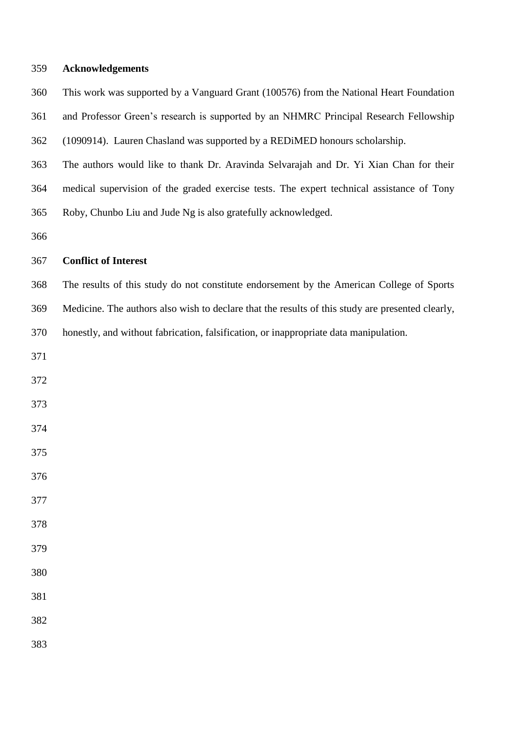## Acknowledgements

This work was supported by a Vanguard Grant (100576) from the National Heart Foundation and Professor Green's research is supported by an NHMRC Principal Research Fellowship (1090914). Lauren Chasland was supported by a REDiMED honours scholarship.

The authors would like to thank Dr. Aravinda Selvarajah and Dr. Yi Xian Chan for their medical supervision of the graded exercise tests. The expert technical assistance of Tony Roby, Chunbo Liu and Jude Ng is also gratefully acknowledged.

## Conflict of Interest

The results of this study do not constitute endorsement by the American College of Sports Medicine. The authors also wish to declare that the results of this study are presented clearly, honestly, and without fabrication, falsification, or inappropriate data manipulation.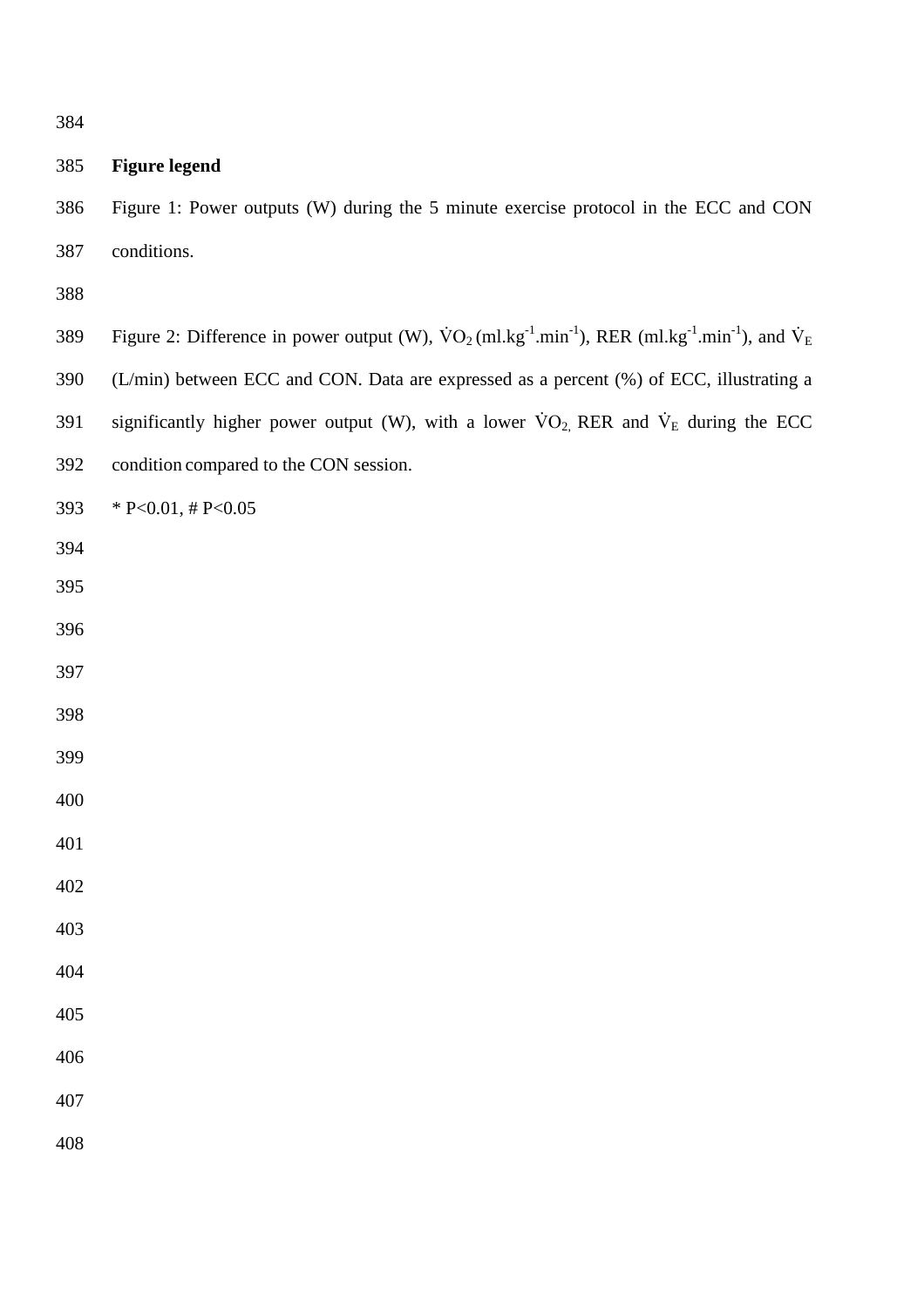**Figure legend**

Figure 1: Power outputs (W) during the 5 minute exercise protocol in the ECC and CON conditions.

Figure 2: Difference in power output (W), $\dot{V}O_2$ (ml.kg$^{-1}$.min$^{-1}$), RER (ml.kg$^{-1}$.min$^{-1}$), and $\dot{V}_E$ (L/min) between ECC and CON. Data are expressed as a percent (%) of ECC, illustrating a significantly higher power output (W), with a lower $\dot{V}O_2$, RER and $\dot{V}_E$ during the ECC condition compared to the CON session.

* $P<0.01$, # $P<0.05$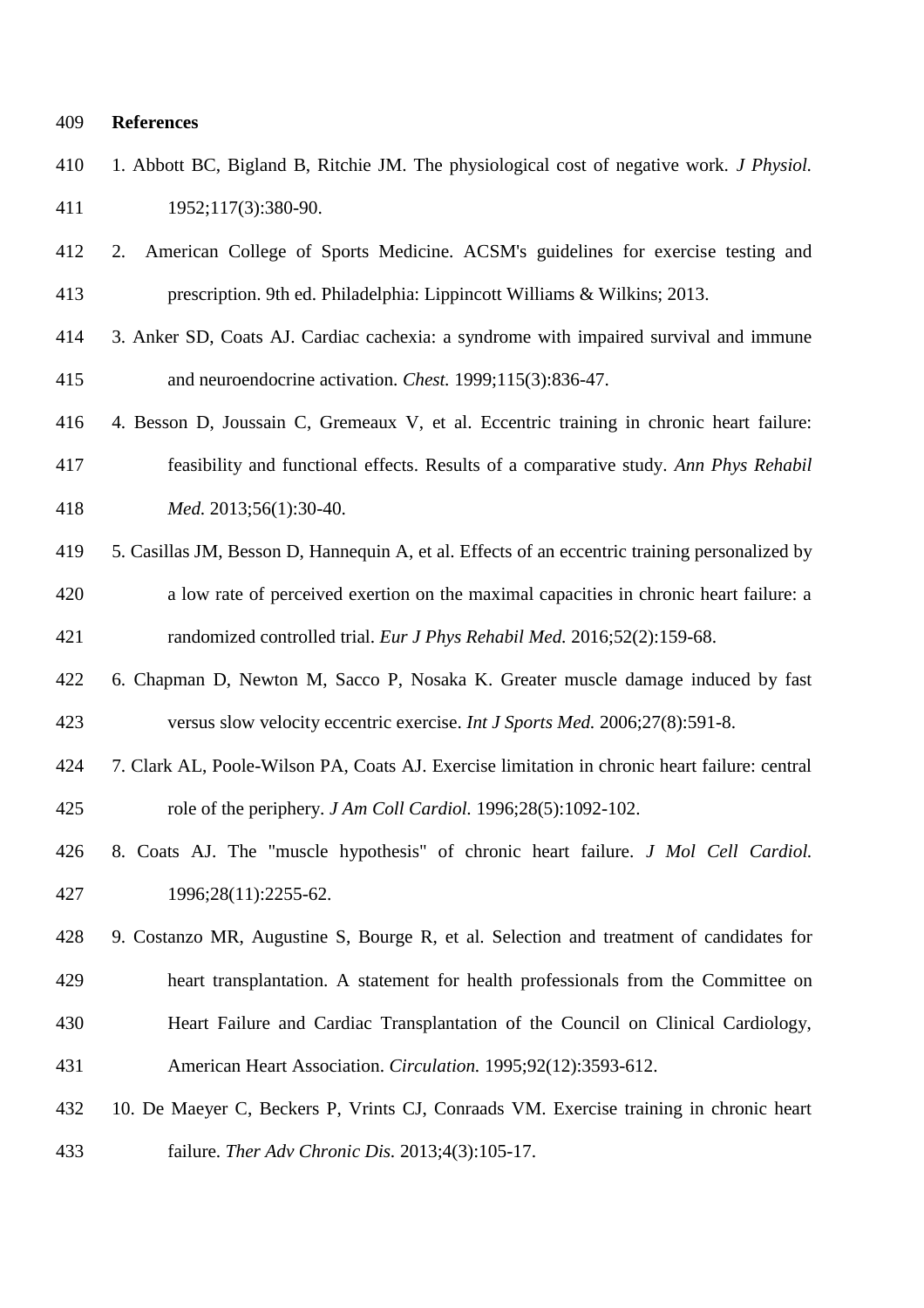## References

1. Abbott BC, Bigland B, Ritchie JM. The physiological cost of negative work. *J Physiol.* 1952;117(3):380-90.
2. American College of Sports Medicine. ACSM's guidelines for exercise testing and prescription. 9th ed. Philadelphia: Lippincott Williams & Wilkins; 2013.
3. Anker SD, Coats AJ. Cardiac cachexia: a syndrome with impaired survival and immune and neuroendocrine activation. *Chest.* 1999;115(3):836-47.
4. Besson D, Joussain C, Gremeaux V, et al. Eccentric training in chronic heart failure: feasibility and functional effects. Results of a comparative study. *Ann Phys Rehabil Med.* 2013;56(1):30-40.
5. Casillas JM, Besson D, Hannequin A, et al. Effects of an eccentric training personalized by a low rate of perceived exertion on the maximal capacities in chronic heart failure: a randomized controlled trial. *Eur J Phys Rehabil Med.* 2016;52(2):159-68.
6. Chapman D, Newton M, Sacco P, Nosaka K. Greater muscle damage induced by fast versus slow velocity eccentric exercise. *Int J Sports Med.* 2006;27(8):591-8.
7. Clark AL, Poole-Wilson PA, Coats AJ. Exercise limitation in chronic heart failure: central role of the periphery. *J Am Coll Cardiol.* 1996;28(5):1092-102.
8. Coats AJ. The "muscle hypothesis" of chronic heart failure. *J Mol Cell Cardiol.* 1996;28(11):2255-62.
9. Costanzo MR, Augustine S, Bourge R, et al. Selection and treatment of candidates for heart transplantation. A statement for health professionals from the Committee on Heart Failure and Cardiac Transplantation of the Council on Clinical Cardiology, American Heart Association. *Circulation.* 1995;92(12):3593-612.
10. De Maeyer C, Beckers P, Vrints CJ, Conraads VM. Exercise training in chronic heart failure. *Ther Adv Chronic Dis.* 2013;4(3):105-17.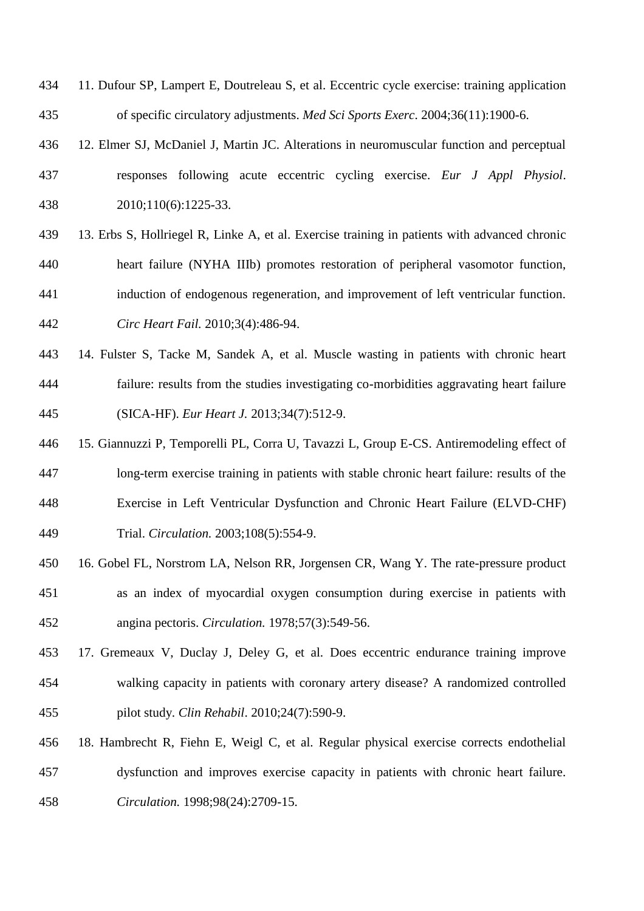11. Dufour SP, Lampert E, Doutreleau S, et al. Eccentric cycle exercise: training application of specific circulatory adjustments. *Med Sci Sports Exerc*. 2004;36(11):1900-6.

12. Elmer SJ, McDaniel J, Martin JC. Alterations in neuromuscular function and perceptual responses following acute eccentric cycling exercise. *Eur J Appl Physiol*. 2010;110(6):1225-33.

13. Erbs S, Hollriegel R, Linke A, et al. Exercise training in patients with advanced chronic heart failure (NYHA IIIb) promotes restoration of peripheral vasomotor function, induction of endogenous regeneration, and improvement of left ventricular function. *Circ Heart Fail.* 2010;3(4):486-94.

14. Fulster S, Tacke M, Sandek A, et al. Muscle wasting in patients with chronic heart failure: results from the studies investigating co-morbidities aggravating heart failure (SICA-HF). *Eur Heart J.* 2013;34(7):512-9.

15. Giannuzzi P, Temporelli PL, Corra U, Tavazzi L, Group E-CS. Antiremodeling effect of long-term exercise training in patients with stable chronic heart failure: results of the Exercise in Left Ventricular Dysfunction and Chronic Heart Failure (ELVD-CHF) Trial. *Circulation.* 2003;108(5):554-9.

16. Gobel FL, Norstrom LA, Nelson RR, Jorgensen CR, Wang Y. The rate-pressure product as an index of myocardial oxygen consumption during exercise in patients with angina pectoris. *Circulation.* 1978;57(3):549-56.

17. Gremeaux V, Duclay J, Deley G, et al. Does eccentric endurance training improve walking capacity in patients with coronary artery disease? A randomized controlled pilot study. *Clin Rehabil*. 2010;24(7):590-9.

18. Hambrecht R, Fiehn E, Weigl C, et al. Regular physical exercise corrects endothelial dysfunction and improves exercise capacity in patients with chronic heart failure. *Circulation.* 1998;98(24):2709-15.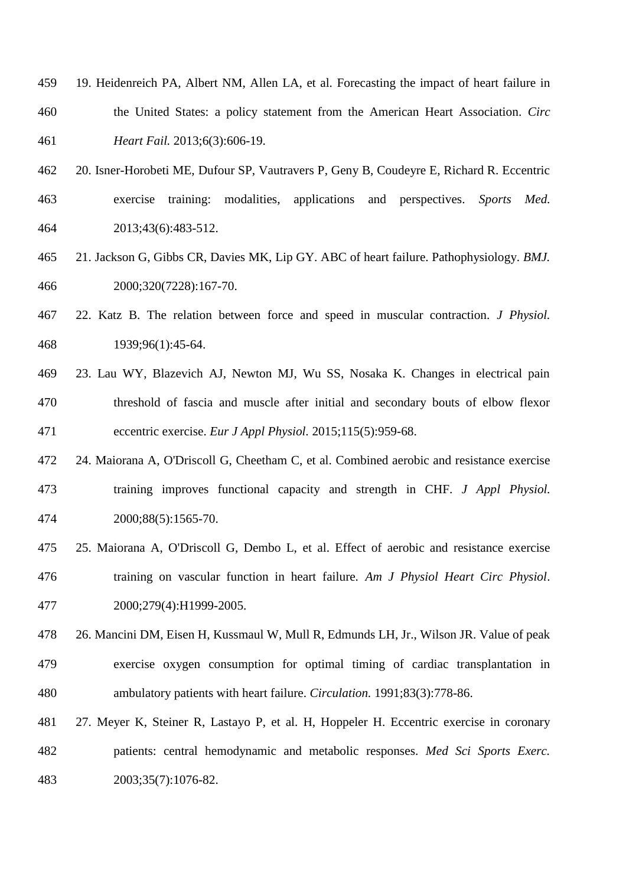19. Heidenreich PA, Albert NM, Allen LA, et al. Forecasting the impact of heart failure in the United States: a policy statement from the American Heart Association. *Circ Heart Fail.* 2013;6(3):606-19.

20. Isner-Horobeti ME, Dufour SP, Vautravers P, Geny B, Coudeyre E, Richard R. Eccentric exercise training: modalities, applications and perspectives. *Sports Med.* 2013;43(6):483-512.

21. Jackson G, Gibbs CR, Davies MK, Lip GY. ABC of heart failure. Pathophysiology. *BMJ.* 2000;320(7228):167-70.

22. Katz B. The relation between force and speed in muscular contraction. *J Physiol.* 1939;96(1):45-64.

23. Lau WY, Blazevich AJ, Newton MJ, Wu SS, Nosaka K. Changes in electrical pain threshold of fascia and muscle after initial and secondary bouts of elbow flexor eccentric exercise. *Eur J Appl Physiol.* 2015;115(5):959-68.

24. Maiorana A, O'Driscoll G, Cheetham C, et al. Combined aerobic and resistance exercise training improves functional capacity and strength in CHF. *J Appl Physiol.* 2000;88(5):1565-70.

25. Maiorana A, O'Driscoll G, Dembo L, et al. Effect of aerobic and resistance exercise training on vascular function in heart failure. *Am J Physiol Heart Circ Physiol*. 2000;279(4):H1999-2005.

26. Mancini DM, Eisen H, Kussmaul W, Mull R, Edmunds LH, Jr., Wilson JR. Value of peak exercise oxygen consumption for optimal timing of cardiac transplantation in ambulatory patients with heart failure. *Circulation.* 1991;83(3):778-86.

27. Meyer K, Steiner R, Lastayo P, et al. H, Hoppeler H. Eccentric exercise in coronary patients: central hemodynamic and metabolic responses. *Med Sci Sports Exerc.* 2003;35(7):1076-82.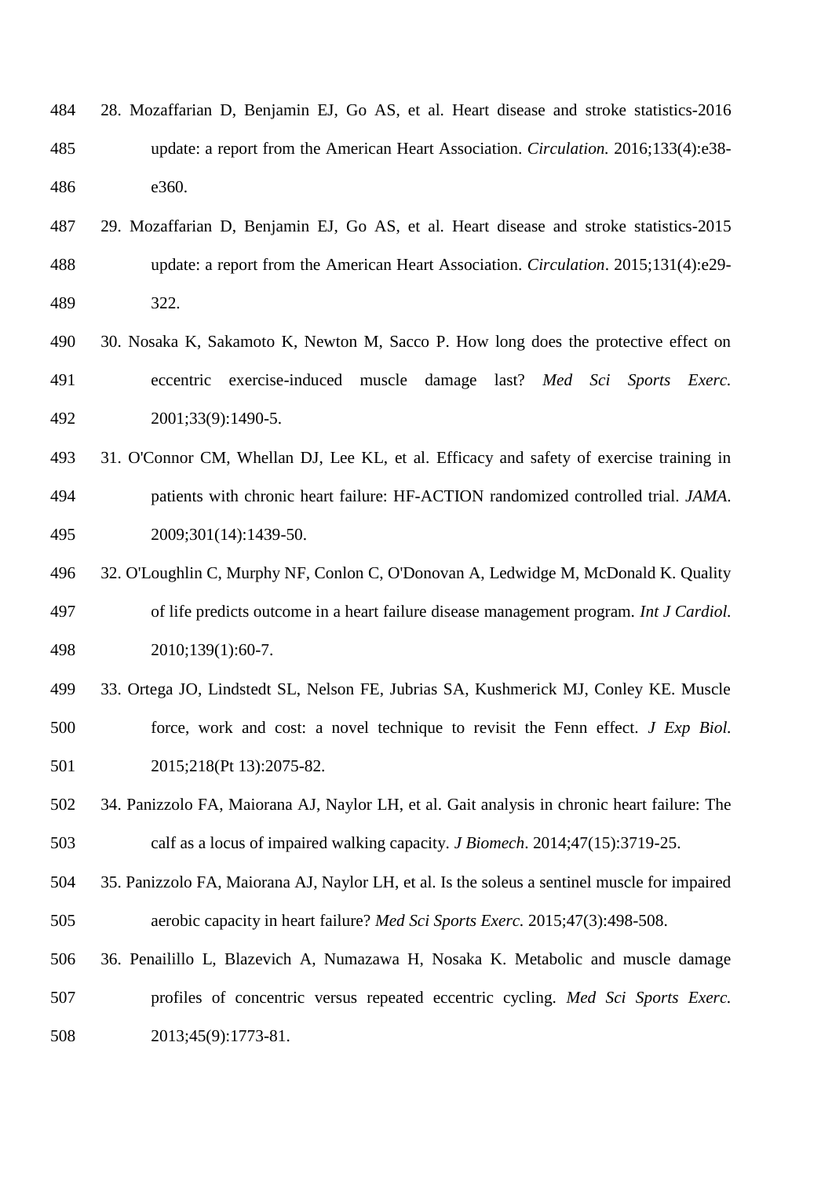28. Mozaffarian D, Benjamin EJ, Go AS, et al. Heart disease and stroke statistics-2016 update: a report from the American Heart Association. *Circulation.* 2016;133(4):e38-e360.

29. Mozaffarian D, Benjamin EJ, Go AS, et al. Heart disease and stroke statistics-2015 update: a report from the American Heart Association. *Circulation*. 2015;131(4):e29-322.

30. Nosaka K, Sakamoto K, Newton M, Sacco P. How long does the protective effect on eccentric exercise-induced muscle damage last? *Med Sci Sports Exerc.* 2001;33(9):1490-5.

31. O'Connor CM, Whellan DJ, Lee KL, et al. Efficacy and safety of exercise training in patients with chronic heart failure: HF-ACTION randomized controlled trial. *JAMA.* 2009;301(14):1439-50.

32. O'Loughlin C, Murphy NF, Conlon C, O'Donovan A, Ledwidge M, McDonald K. Quality of life predicts outcome in a heart failure disease management program. *Int J Cardiol.* 2010;139(1):60-7.

33. Ortega JO, Lindstedt SL, Nelson FE, Jubrias SA, Kushmerick MJ, Conley KE. Muscle force, work and cost: a novel technique to revisit the Fenn effect. *J Exp Biol.* 2015;218(Pt 13):2075-82.

34. Panizzolo FA, Maiorana AJ, Naylor LH, et al. Gait analysis in chronic heart failure: The calf as a locus of impaired walking capacity. *J Biomech*. 2014;47(15):3719-25.

35. Panizzolo FA, Maiorana AJ, Naylor LH, et al. Is the soleus a sentinel muscle for impaired aerobic capacity in heart failure? *Med Sci Sports Exerc.* 2015;47(3):498-508.

36. Penailillo L, Blazevich A, Numazawa H, Nosaka K. Metabolic and muscle damage profiles of concentric versus repeated eccentric cycling. *Med Sci Sports Exerc.* 2013;45(9):1773-81.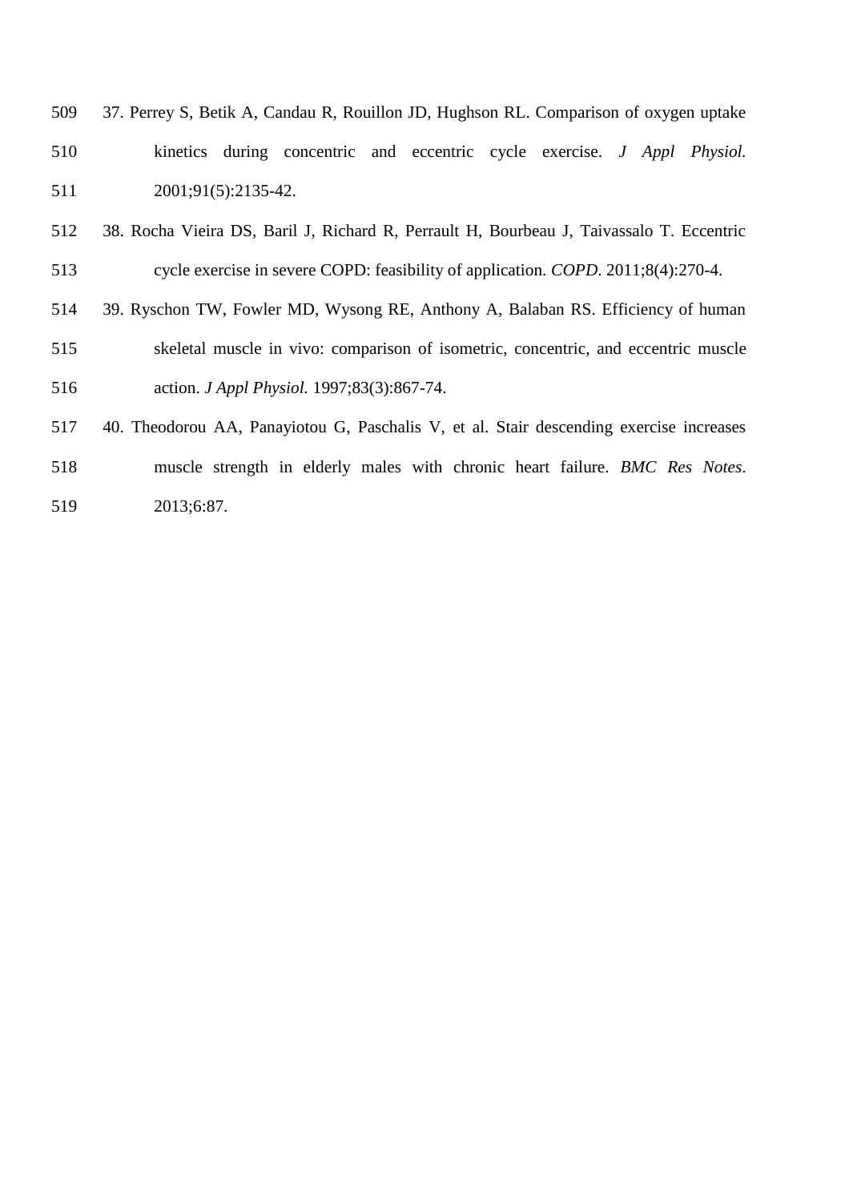37. Perrey S, Betik A, Candau R, Rouillon JD, Hughson RL. Comparison of oxygen uptake kinetics during concentric and eccentric cycle exercise. *J Appl Physiol.* 2001;91(5):2135-42.

38. Rocha Vieira DS, Baril J, Richard R, Perrault H, Bourbeau J, Taivassalo T. Eccentric cycle exercise in severe COPD: feasibility of application. *COPD.* 2011;8(4):270-4.

39. Ryschon TW, Fowler MD, Wysong RE, Anthony A, Balaban RS. Efficiency of human skeletal muscle in vivo: comparison of isometric, concentric, and eccentric muscle action. *J Appl Physiol.* 1997;83(3):867-74.

40. Theodorou AA, Panayiotou G, Paschalis V, et al. Stair descending exercise increases muscle strength in elderly males with chronic heart failure. *BMC Res Notes*. 2013;6:87.